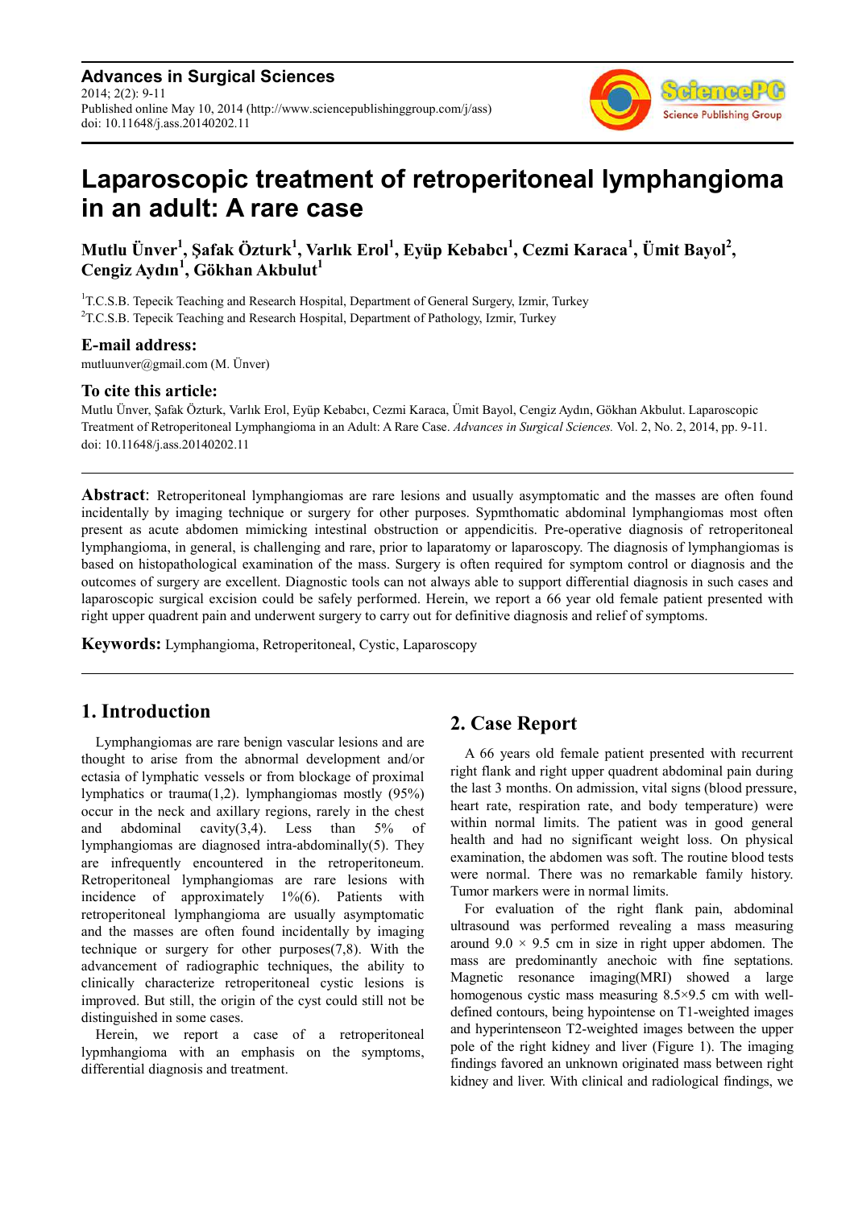# Laparoscopic treatment of retroperitoneal lymphangioma in an adult: A rare case

**Mutlu Ünver[1], Şafak Özturk[1], Varlık Erol[1], Eyüp Kebabcı[1], Cezmi Karaca[1], Ümit Bayol[2], Cengiz Aydın[1], Gökhan Akbulut[1]**

[1]T.C.S.B. Tepecik Teaching and Research Hospital, Department of General Surgery, Izmir, Turkey
[2]T.C.S.B. Tepecik Teaching and Research Hospital, Department of Pathology, Izmir, Turkey

### E-mail address:

mutluunver@gmail.com (M. Ünver)

### To cite this article:

Mutlu Ünver, Şafak Özturk, Varlık Erol, Eyüp Kebabcı, Cezmi Karaca, Ümit Bayol, Cengiz Aydın, Gökhan Akbulut. Laparoscopic Treatment of Retroperitoneal Lymphangioma in an Adult: A Rare Case. *Advances in Surgical Sciences.* Vol. 2, No. 2, 2014, pp. 9-11. doi: 10.11648/j.ass.20140202.11

---

**Abstract**: Retroperitoneal lymphangiomas are rare lesions and usually asymptomatic and the masses are often found incidentally by imaging technique or surgery for other purposes. Sypmthomatic abdominal lymphangiomas most often present as acute abdomen mimicking intestinal obstruction or appendicitis. Pre-operative diagnosis of retroperitoneal lymphangioma, in general, is challenging and rare, prior to laparatomy or laparoscopy. The diagnosis of lymphangiomas is based on histopathological examination of the mass. Surgery is often required for symptom control or diagnosis and the outcomes of surgery are excellent. Diagnostic tools can not always able to support differential diagnosis in such cases and laparoscopic surgical excision could be safely performed. Herein, we report a 66 year old female patient presented with right upper quadrent pain and underwent surgery to carry out for definitive diagnosis and relief of symptoms.

**Keywords:** Lymphangioma, Retroperitoneal, Cystic, Laparoscopy

---

## 1. Introduction

Lymphangiomas are rare benign vascular lesions and are thought to arise from the abnormal development and/or ectasia of lymphatic vessels or from blockage of proximal lymphatics or trauma(1,2). lymphangiomas mostly (95%) occur in the neck and axillary regions, rarely in the chest and abdominal cavity(3,4). Less than 5% of lymphangiomas are diagnosed intra-abdominally(5). They are infrequently encountered in the retroperitoneum. Retroperitoneal lymphangiomas are rare lesions with incidence of approximately 1%(6). Patients with retroperitoneal lymphangioma are usually asymptomatic and the masses are often found incidentally by imaging technique or surgery for other purposes(7,8). With the advancement of radiographic techniques, the ability to clinically characterize retroperitoneal cystic lesions is improved. But still, the origin of the cyst could still not be distinguished in some cases.

Herein, we report a case of a retroperitoneal lypmhangioma with an emphasis on the symptoms, differential diagnosis and treatment.

## 2. Case Report

A 66 years old female patient presented with recurrent right flank and right upper quadrent abdominal pain during the last 3 months. On admission, vital signs (blood pressure, heart rate, respiration rate, and body temperature) were within normal limits. The patient was in good general health and had no significant weight loss. On physical examination, the abdomen was soft. The routine blood tests were normal. There was no remarkable family history. Tumor markers were in normal limits.

For evaluation of the right flank pain, abdominal ultrasound was performed revealing a mass measuring around 9.0 × 9.5 cm in size in right upper abdomen. The mass are predominantly anechoic with fine septations. Magnetic resonance imaging(MRI) showed a large homogenous cystic mass measuring 8.5×9.5 cm with well-defined contours, being hypointense on T1-weighted images and hyperintenseon T2-weighted images between the upper pole of the right kidney and liver (Figure 1). The imaging findings favored an unknown originated mass between right kidney and liver. With clinical and radiological findings, we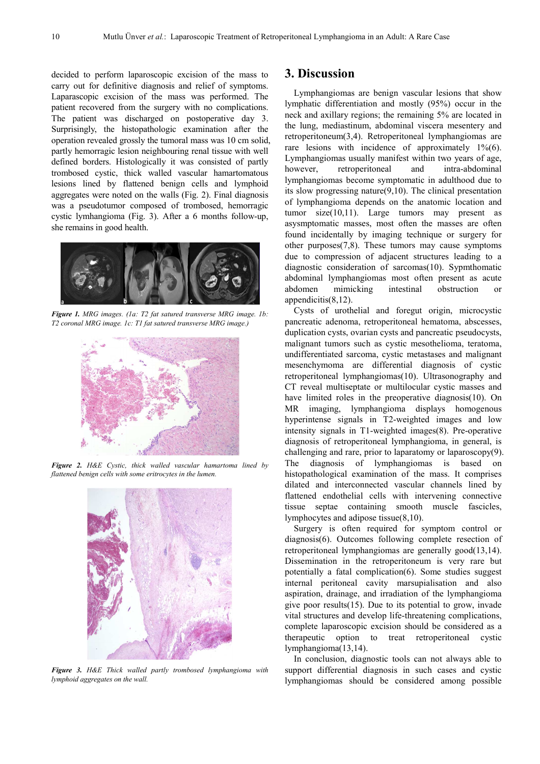decided to perform laparoscopic excision of the mass to carry out for definitive diagnosis and relief of symptoms. Laparascopic excision of the mass was performed. The patient recovered from the surgery with no complications. The patient was discharged on postoperative day 3. Surprisingly, the histopathologic examination after the operation revealed grossly the tumoral mass was 10 cm solid, partly hemorragic lesion neighbouring renal tissue with well defined borders. Histologically it was consisted of partly trombosed cystic, thick walled vascular hamartomatous lesions lined by flattened benign cells and lymphoid aggregates were noted on the walls (Fig. 2). Final diagnosis was a pseudotumor composed of trombosed, hemorragic cystic lymhangioma (Fig. 3). After a 6 months follow-up, she remains in good health.

***Figure 1.*** *MRG images. (1a: T2 fat satured transverse MRG image. 1b: T2 coronal MRG image. 1c: T1 fat satured transverse MRG image.)*

***Figure 2.*** *H&E Cystic, thick walled vascular hamartoma lined by flattened benign cells with some eritrocytes in the lumen.*

***Figure 3.*** *H&E Thick walled partly trombosed lymphangioma with lymphoid aggregates on the wall.*

## 3. Discussion

Lymphangiomas are benign vascular lesions that show lymphatic differentiation and mostly (95%) occur in the neck and axillary regions; the remaining 5% are located in the lung, mediastinum, abdominal viscera mesentery and retroperitoneum(3,4). Retroperitoneal lymphangiomas are rare lesions with incidence of approximately 1%(6). Lymphangiomas usually manifest within two years of age, however, retroperitoneal and intra-abdominal lymphangiomas become symptomatic in adulthood due to its slow progressing nature(9,10). The clinical presentation of lymphangioma depends on the anatomic location and tumor size(10,11). Large tumors may present as asysmptomatic masses, most often the masses are often found incidentally by imaging technique or surgery for other purposes(7,8). These tumors may cause symptoms due to compression of adjacent structures leading to a diagnostic consideration of sarcomas(10). Sypmthomatic abdominal lymphangiomas most often present as acute abdomen mimicking intestinal obstruction or appendicitis(8,12).

Cysts of urothelial and foregut origin, microcystic pancreatic adenoma, retroperitoneal hematoma, abscesses, duplication cysts, ovarian cysts and pancreatic pseudocysts, malignant tumors such as cystic mesothelioma, teratoma, undifferentiated sarcoma, cystic metastases and malignant mesenchymoma are differential diagnosis of cystic retroperitoneal lymphangiomas(10). Ultrasonography and CT reveal multiseptate or multilocular cystic masses and have limited roles in the preoperative diagnosis(10). On MR imaging, lymphangioma displays homogenous hyperintense signals in T2-weighted images and low intensity signals in T1-weighted images(8). Pre-operative diagnosis of retroperitoneal lymphangioma, in general, is challenging and rare, prior to laparatomy or laparoscopy(9). The diagnosis of lymphangiomas is based on histopathological examination of the mass. It comprises dilated and interconnected vascular channels lined by flattened endothelial cells with intervening connective tissue septae containing smooth muscle fascicles, lymphocytes and adipose tissue(8,10).

Surgery is often required for symptom control or diagnosis(6). Outcomes following complete resection of retroperitoneal lymphangiomas are generally good(13,14). Dissemination in the retroperitoneum is very rare but potentially a fatal complication(6). Some studies suggest internal peritoneal cavity marsupialisation and also aspiration, drainage, and irradiation of the lymphangioma give poor results(15). Due to its potential to grow, invade vital structures and develop life-threatening complications, complete laparoscopic excision should be considered as a therapeutic option to treat retroperitoneal cystic lymphangioma(13,14).

In conclusion, diagnostic tools can not always able to support differential diagnosis in such cases and cystic lymphangiomas should be considered among possible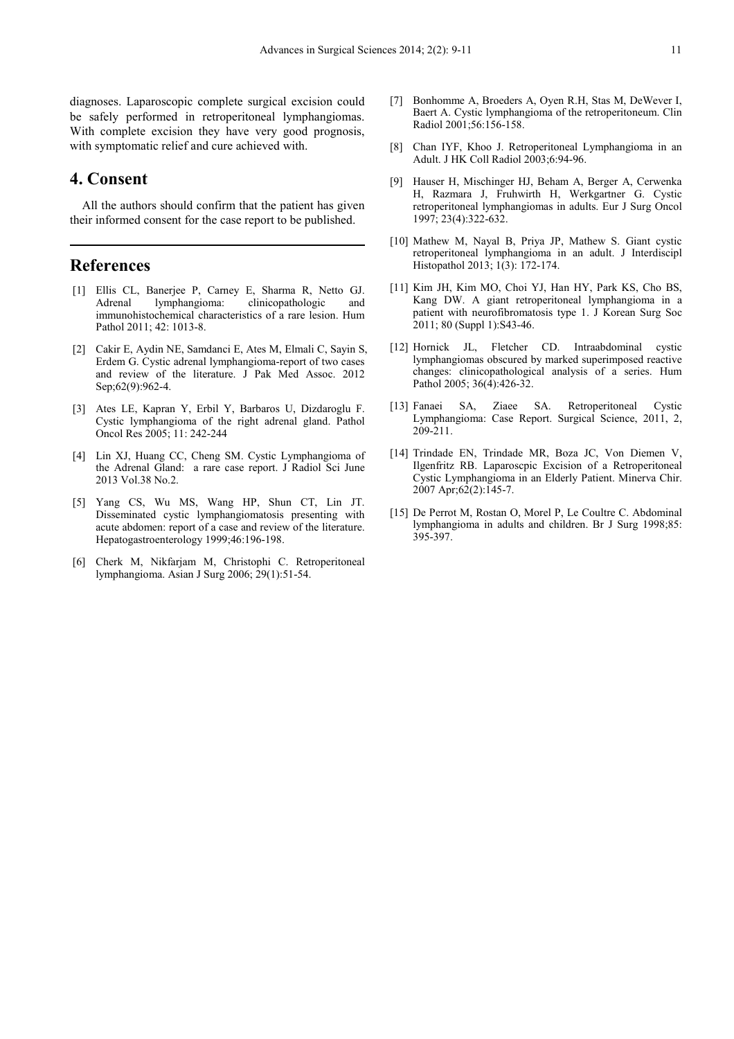diagnoses. Laparoscopic complete surgical excision could be safely performed in retroperitoneal lymphangiomas. With complete excision they have very good prognosis, with symptomatic relief and cure achieved with.

## 4. Consent

All the authors should confirm that the patient has given their informed consent for the case report to be published.

## References

[1] Ellis CL, Banerjee P, Carney E, Sharma R, Netto GJ. Adrenal lymphangioma: clinicopathologic and immunohistochemical characteristics of a rare lesion. Hum Pathol 2011; 42: 1013-8.

[2] Cakir E, Aydin NE, Samdanci E, Ates M, Elmali C, Sayin S, Erdem G. Cystic adrenal lymphangioma-report of two cases and review of the literature. J Pak Med Assoc. 2012 Sep;62(9):962-4.

[3] Ates LE, Kapran Y, Erbil Y, Barbaros U, Dizdaroglu F. Cystic lymphangioma of the right adrenal gland. Pathol Oncol Res 2005; 11: 242-244

[4] Lin XJ, Huang CC, Cheng SM. Cystic Lymphangioma of the Adrenal Gland: a rare case report. J Radiol Sci June 2013 Vol.38 No.2.

[5] Yang CS, Wu MS, Wang HP, Shun CT, Lin JT. Disseminated cystic lymphangiomatosis presenting with acute abdomen: report of a case and review of the literature. Hepatogastroenterology 1999;46:196-198.

[6] Cherk M, Nikfarjam M, Christophi C. Retroperitoneal lymphangioma. Asian J Surg 2006; 29(1):51-54.

[7] Bonhomme A, Broeders A, Oyen R.H, Stas M, DeWever I, Baert A. Cystic lymphangioma of the retroperitoneum. Clin Radiol 2001;56:156-158.

[8] Chan IYF, Khoo J. Retroperitoneal Lymphangioma in an Adult. J HK Coll Radiol 2003;6:94-96.

[9] Hauser H, Mischinger HJ, Beham A, Berger A, Cerwenka H, Razmara J, Fruhwirth H, Werkgartner G. Cystic retroperitoneal lymphangiomas in adults. Eur J Surg Oncol 1997; 23(4):322-632.

[10] Mathew M, Nayal B, Priya JP, Mathew S. Giant cystic retroperitoneal lymphangioma in an adult. J Interdiscipl Histopathol 2013; 1(3): 172-174.

[11] Kim JH, Kim MO, Choi YJ, Han HY, Park KS, Cho BS, Kang DW. A giant retroperitoneal lymphangioma in a patient with neurofibromatosis type 1. J Korean Surg Soc 2011; 80 (Suppl 1):S43-46.

[12] Hornick JL, Fletcher CD. Intraabdominal cystic lymphangiomas obscured by marked superimposed reactive changes: clinicopathological analysis of a series. Hum Pathol 2005; 36(4):426-32.

[13] Fanaei SA, Ziaee SA. Retroperitoneal Cystic Lymphangioma: Case Report. Surgical Science, 2011, 2, 209-211.

[14] Trindade EN, Trindade MR, Boza JC, Von Diemen V, Ilgenfritz RB. Laparoscpic Excision of a Retroperitoneal Cystic Lymphangioma in an Elderly Patient. Minerva Chir. 2007 Apr;62(2):145-7.

[15] De Perrot M, Rostan O, Morel P, Le Coultre C. Abdominal lymphangioma in adults and children. Br J Surg 1998;85: 395-397.